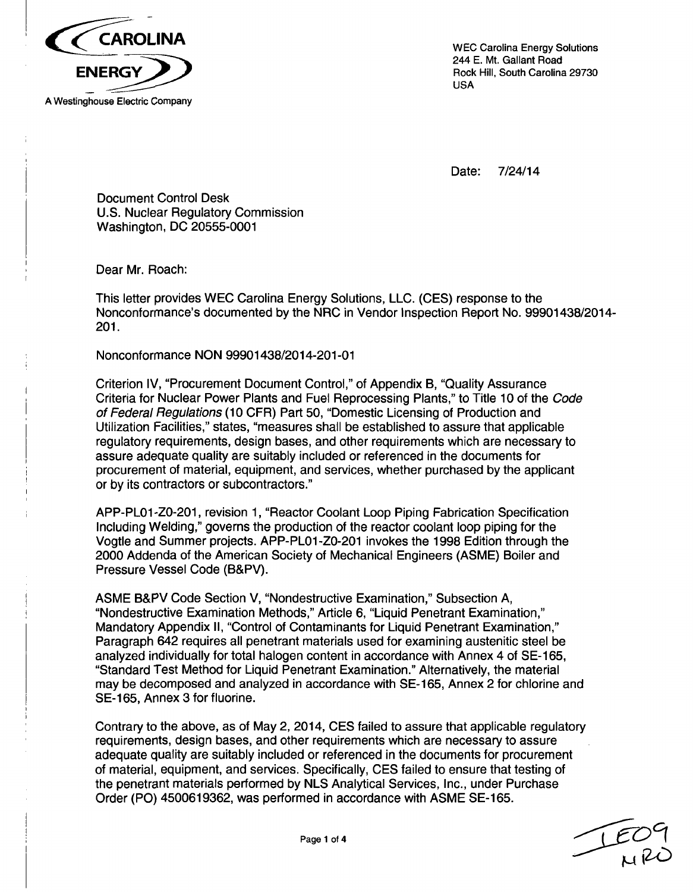CAROLINA ENERGY

A Westinghouse Electric Company

WEC Carolina Energy Solutions
244 E. Mt. Gallant Road
Rock Hill, South Carolina 29730
USA

Date: 7/24/14

Document Control Desk
U.S. Nuclear Regulatory Commission
Washington, DC 20555-0001

Dear Mr. Roach:

This letter provides WEC Carolina Energy Solutions, LLC. (CES) response to the Nonconformance's documented by the NRC in Vendor Inspection Report No. 99901438/2014-201.

Nonconformance NON 99901438/2014-201-01

Criterion IV, "Procurement Document Control," of Appendix B, "Quality Assurance Criteria for Nuclear Power Plants and Fuel Reprocessing Plants," to Title 10 of the *Code of Federal Regulations* (10 CFR) Part 50, "Domestic Licensing of Production and Utilization Facilities," states, "measures shall be established to assure that applicable regulatory requirements, design bases, and other requirements which are necessary to assure adequate quality are suitably included or referenced in the documents for procurement of material, equipment, and services, whether purchased by the applicant or by its contractors or subcontractors."

APP-PL01-Z0-201, revision 1, "Reactor Coolant Loop Piping Fabrication Specification Including Welding," governs the production of the reactor coolant loop piping for the Vogtle and Summer projects. APP-PL01-Z0-201 invokes the 1998 Edition through the 2000 Addenda of the American Society of Mechanical Engineers (ASME) Boiler and Pressure Vessel Code (B&PV).

ASME B&PV Code Section V, "Nondestructive Examination," Subsection A, "Nondestructive Examination Methods," Article 6, "Liquid Penetrant Examination," Mandatory Appendix II, "Control of Contaminants for Liquid Penetrant Examination," Paragraph 642 requires all penetrant materials used for examining austenitic steel be analyzed individually for total halogen content in accordance with Annex 4 of SE-165, "Standard Test Method for Liquid Penetrant Examination." Alternatively, the material may be decomposed and analyzed in accordance with SE-165, Annex 2 for chlorine and SE-165, Annex 3 for fluorine.

Contrary to the above, as of May 2, 2014, CES failed to assure that applicable regulatory requirements, design bases, and other requirements which are necessary to assure adequate quality are suitably included or referenced in the documents for procurement of material, equipment, and services. Specifically, CES failed to ensure that testing of the penetrant materials performed by NLS Analytical Services, Inc., under Purchase Order (PO) 4500619362, was performed in accordance with ASME SE-165.

IE09
NRO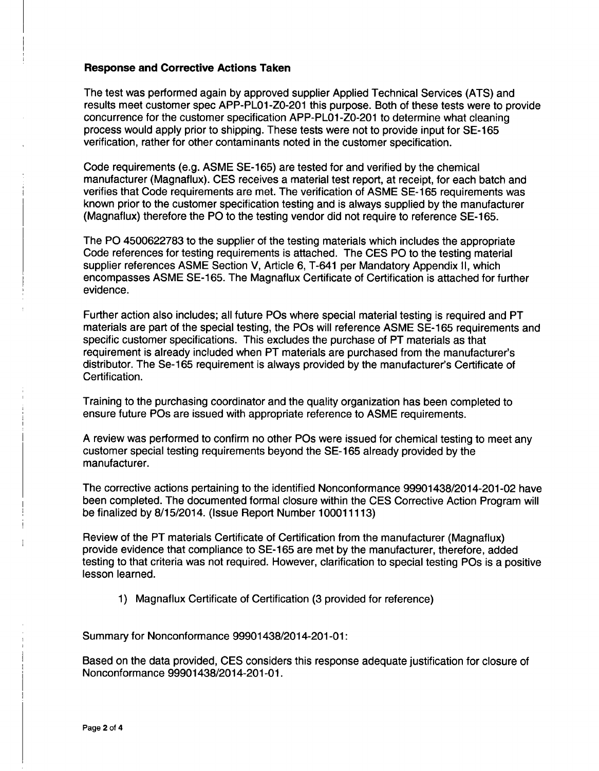**Response and Corrective Actions Taken**

The test was performed again by approved supplier Applied Technical Services (ATS) and results meet customer spec APP-PL01-Z0-201 this purpose. Both of these tests were to provide concurrence for the customer specification APP-PL01-Z0-201 to determine what cleaning process would apply prior to shipping. These tests were not to provide input for SE-165 verification, rather for other contaminants noted in the customer specification.

Code requirements (e.g. ASME SE-165) are tested for and verified by the chemical manufacturer (Magnaflux). CES receives a material test report, at receipt, for each batch and verifies that Code requirements are met. The verification of ASME SE-165 requirements was known prior to the customer specification testing and is always supplied by the manufacturer (Magnaflux) therefore the PO to the testing vendor did not require to reference SE-165.

The PO 4500622783 to the supplier of the testing materials which includes the appropriate Code references for testing requirements is attached. The CES PO to the testing material supplier references ASME Section V, Article 6, T-641 per Mandatory Appendix II, which encompasses ASME SE-165. The Magnaflux Certificate of Certification is attached for further evidence.

Further action also includes; all future POs where special material testing is required and PT materials are part of the special testing, the POs will reference ASME SE-165 requirements and specific customer specifications. This excludes the purchase of PT materials as that requirement is already included when PT materials are purchased from the manufacturer's distributor. The Se-165 requirement is always provided by the manufacturer's Certificate of Certification.

Training to the purchasing coordinator and the quality organization has been completed to ensure future POs are issued with appropriate reference to ASME requirements.

A review was performed to confirm no other POs were issued for chemical testing to meet any customer special testing requirements beyond the SE-165 already provided by the manufacturer.

The corrective actions pertaining to the identified Nonconformance 99901438/2014-201-02 have been completed. The documented formal closure within the CES Corrective Action Program will be finalized by 8/15/2014. (Issue Report Number 100011113)

Review of the PT materials Certificate of Certification from the manufacturer (Magnaflux) provide evidence that compliance to SE-165 are met by the manufacturer, therefore, added testing to that criteria was not required. However, clarification to special testing POs is a positive lesson learned.

1) Magnaflux Certificate of Certification (3 provided for reference)

Summary for Nonconformance 99901438/2014-201-01:

Based on the data provided, CES considers this response adequate justification for closure of Nonconformance 99901438/2014-201-01.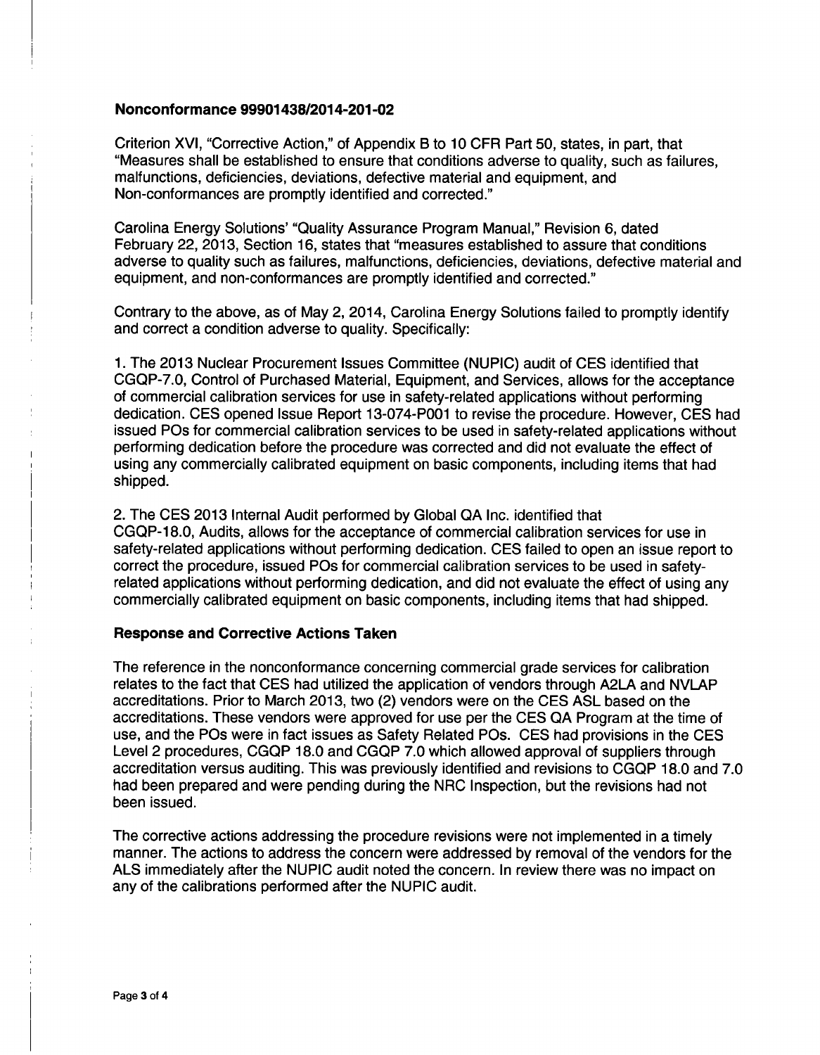**Nonconformance 99901438/2014-201-02**

Criterion XVI, "Corrective Action," of Appendix B to 10 CFR Part 50, states, in part, that "Measures shall be established to ensure that conditions adverse to quality, such as failures, malfunctions, deficiencies, deviations, defective material and equipment, and Non-conformances are promptly identified and corrected."

Carolina Energy Solutions' "Quality Assurance Program Manual," Revision 6, dated February 22, 2013, Section 16, states that "measures established to assure that conditions adverse to quality such as failures, malfunctions, deficiencies, deviations, defective material and equipment, and non-conformances are promptly identified and corrected."

Contrary to the above, as of May 2, 2014, Carolina Energy Solutions failed to promptly identify and correct a condition adverse to quality. Specifically:

1. The 2013 Nuclear Procurement Issues Committee (NUPIC) audit of CES identified that CGQP-7.0, Control of Purchased Material, Equipment, and Services, allows for the acceptance of commercial calibration services for use in safety-related applications without performing dedication. CES opened Issue Report 13-074-P001 to revise the procedure. However, CES had issued POs for commercial calibration services to be used in safety-related applications without performing dedication before the procedure was corrected and did not evaluate the effect of using any commercially calibrated equipment on basic components, including items that had shipped.

2. The CES 2013 Internal Audit performed by Global QA Inc. identified that CGQP-18.0, Audits, allows for the acceptance of commercial calibration services for use in safety-related applications without performing dedication. CES failed to open an issue report to correct the procedure, issued POs for commercial calibration services to be used in safety-related applications without performing dedication, and did not evaluate the effect of using any commercially calibrated equipment on basic components, including items that had shipped.

**Response and Corrective Actions Taken**

The reference in the nonconformance concerning commercial grade services for calibration relates to the fact that CES had utilized the application of vendors through A2LA and NVLAP accreditations. Prior to March 2013, two (2) vendors were on the CES ASL based on the accreditations. These vendors were approved for use per the CES QA Program at the time of use, and the POs were in fact issues as Safety Related POs. CES had provisions in the CES Level 2 procedures, CGQP 18.0 and CGQP 7.0 which allowed approval of suppliers through accreditation versus auditing. This was previously identified and revisions to CGQP 18.0 and 7.0 had been prepared and were pending during the NRC Inspection, but the revisions had not been issued.

The corrective actions addressing the procedure revisions were not implemented in a timely manner. The actions to address the concern were addressed by removal of the vendors for the ALS immediately after the NUPIC audit noted the concern. In review there was no impact on any of the calibrations performed after the NUPIC audit.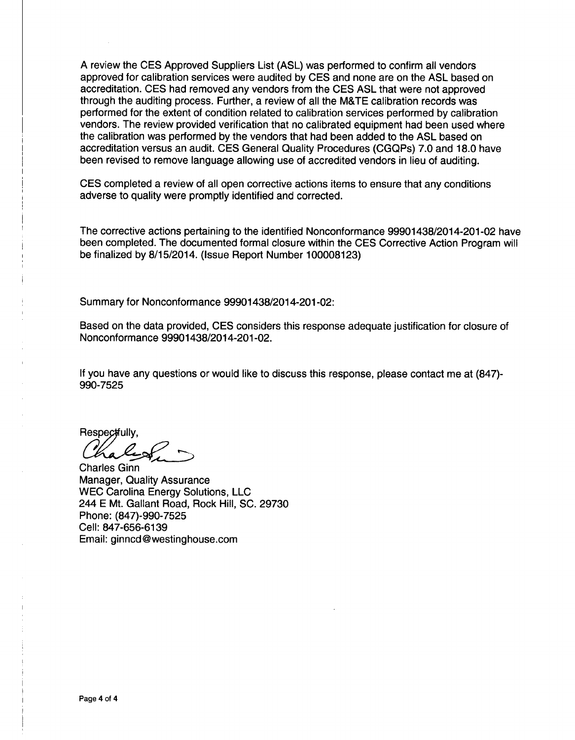A review the CES Approved Suppliers List (ASL) was performed to confirm all vendors approved for calibration services were audited by CES and none are on the ASL based on accreditation. CES had removed any vendors from the CES ASL that were not approved through the auditing process. Further, a review of all the M&TE calibration records was performed for the extent of condition related to calibration services performed by calibration vendors. The review provided verification that no calibrated equipment had been used where the calibration was performed by the vendors that had been added to the ASL based on accreditation versus an audit. CES General Quality Procedures (CGQPs) 7.0 and 18.0 have been revised to remove language allowing use of accredited vendors in lieu of auditing.

CES completed a review of all open corrective actions items to ensure that any conditions adverse to quality were promptly identified and corrected.

The corrective actions pertaining to the identified Nonconformance 99901438/2014-201-02 have been completed. The documented formal closure within the CES Corrective Action Program will be finalized by 8/15/2014. (Issue Report Number 100008123)

Summary for Nonconformance 99901438/2014-201-02:

Based on the data provided, CES considers this response adequate justification for closure of Nonconformance 99901438/2014-201-02.

If you have any questions or would like to discuss this response, please contact me at (847)-990-7525

Respectfully,

Charles Ginn
Manager, Quality Assurance
WEC Carolina Energy Solutions, LLC
244 E Mt. Gallant Road, Rock Hill, SC. 29730
Phone: (847)-990-7525
Cell: 847-656-6139
Email: ginncd@westinghouse.com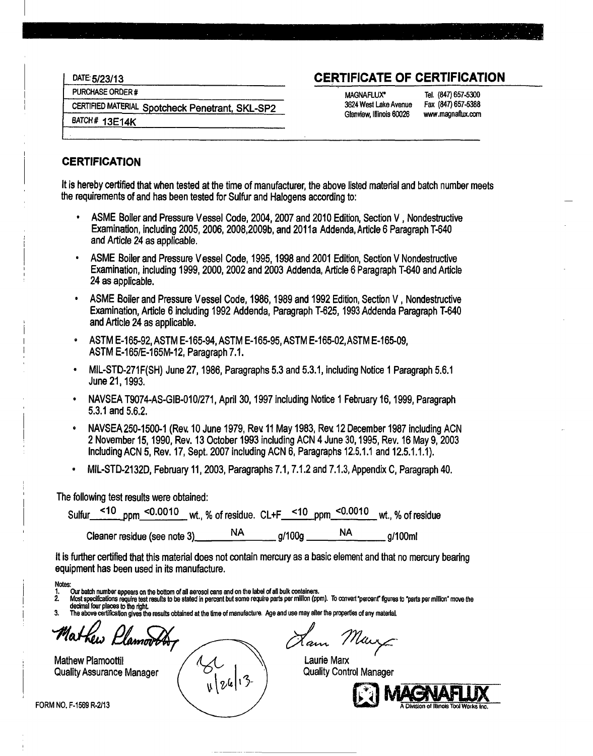| | |
|---|---|
| DATE: 5/23/13 | |
| PURCHASE ORDER # | |
| CERTIFIED MATERIAL | Spotcheck Penetrant, SKL-SP2 |
| BATCH # | 13E14K |

## CERTIFICATE OF CERTIFICATION

MAGNAFLUX®
3624 West Lake Avenue
Glenview, Illinois 60026

Tel. (847) 657-5300
Fax (847) 657-5388
www.magnaflux.com

### CERTIFICATION

It is hereby certified that when tested at the time of manufacturer, the above listed material and batch number meets the requirements of and has been tested for Sulfur and Halogens according to:

- ASME Boiler and Pressure Vessel Code, 2004, 2007 and 2010 Edition, Section V , Nondestructive Examination, including 2005, 2006, 2008,2009b, and 2011a Addenda, Article 6 Paragraph T-640 and Article 24 as applicable.
- ASME Boiler and Pressure Vessel Code, 1995, 1998 and 2001 Edition, Section V Nondestructive Examination, including 1999, 2000, 2002 and 2003 Addenda, Article 6 Paragraph T-640 and Article 24 as applicable.
- ASME Boiler and Pressure Vessel Code, 1986, 1989 and 1992 Edition, Section V , Nondestructive Examination, Article 6 including 1992 Addenda, Paragraph T-625, 1993 Addenda Paragraph T-640 and Article 24 as applicable.
- ASTM E-165-92, ASTM E-165-94, ASTM E-165-95, ASTM E-165-02, ASTM E-165-09, ASTM E-165/E-165M-12, Paragraph 7.1.
- MIL-STD-271F(SH) June 27, 1986, Paragraphs 5.3 and 5.3.1, including Notice 1 Paragraph 5.6.1 June 21, 1993.
- NAVSEA T9074-AS-GIB-010/271, April 30, 1997 including Notice 1 February 16, 1999, Paragraph 5.3.1 and 5.6.2.
- NAVSEA 250-1500-1 (Rev. 10 June 1979, Rev. 11 May 1983, Rev. 12 December 1987 including ACN 2 November 15, 1990, Rev. 13 October 1993 including ACN 4 June 30, 1995, Rev. 16 May 9, 2003 Including ACN 5, Rev. 17, Sept. 2007 including ACN 6, Paragraphs 12.5.1.1 and 12.5.1.1.1).
- MIL-STD-2132D, February 11, 2003, Paragraphs 7.1, 7.1.2 and 7.1.3, Appendix C, Paragraph 40.

The following test results were obtained:

Sulfur <10 ppm <0.0010 wt., % of residue. CL+F <10 ppm <0.0010 wt., % of residue

Cleaner residue (see note 3) NA g/100g NA g/100ml

It is further certified that this material does not contain mercury as a basic element and that no mercury bearing equipment has been used in its manufacture.

Notes:
1. Our batch number appears on the bottom of all aerosol cans and on the label of all bulk containers.
2. Most specifications require test results to be stated in percent but some require parts per million (ppm). To convert "percent" figures to "parts per million" move the decimal four places to the right.
3. The above certification gives the results obtained at the time of manufacture. Age and use may alter the properties of any material.

Mathew Plamoottil
Quality Assurance Manager

11/26/13

Laurie Marx
Quality Control Manager

MAGNAFLUX
A Division of Illinois Tool Works Inc.

FORM NO. F-1569 R-2/13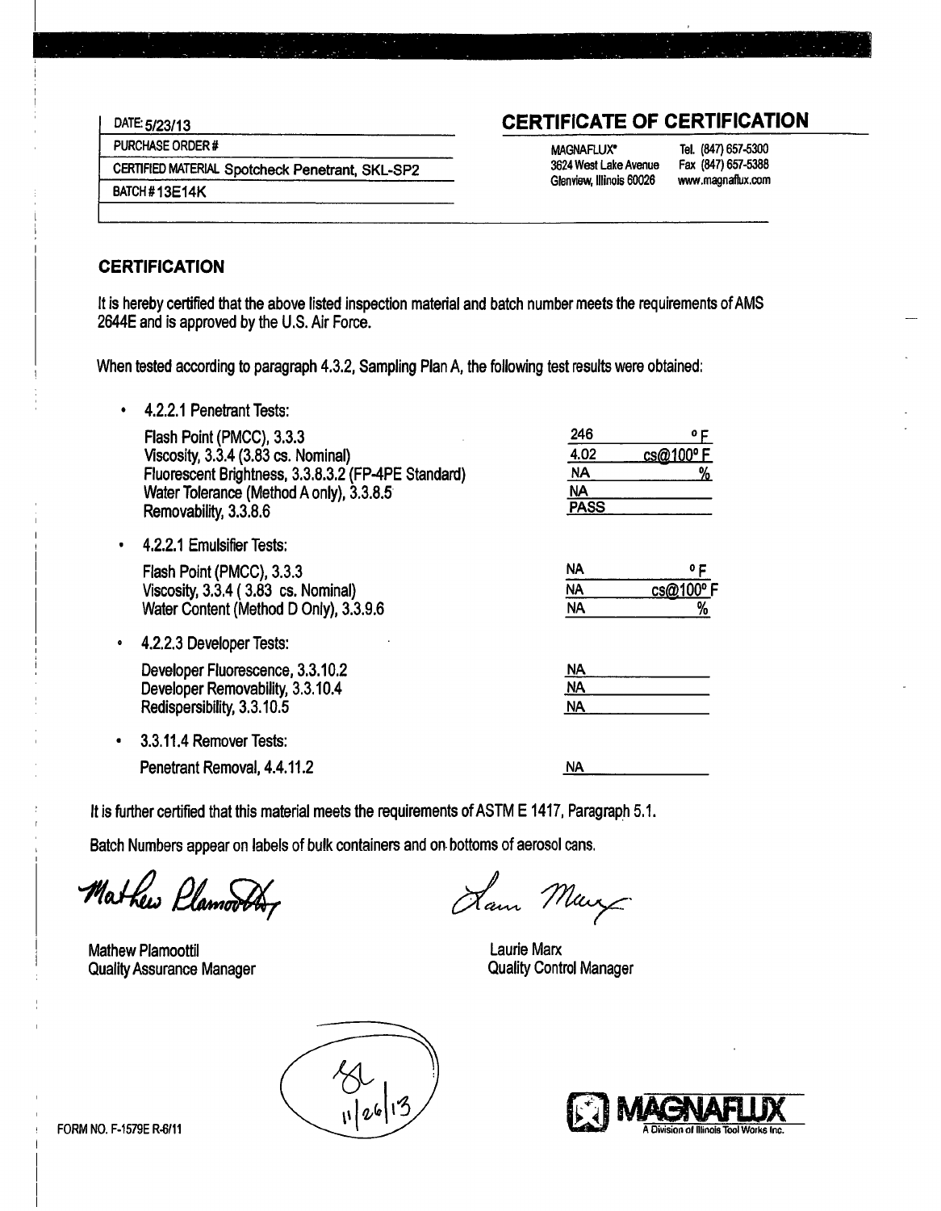| DATE: 5/23/13 |
|---|
| PURCHASE ORDER # |
| CERTIFIED MATERIAL Spotcheck Penetrant, SKL-SP2 |
| BATCH # 13E14K |

## CERTIFICATE OF CERTIFICATION

MAGNAFLUX®
3624 West Lake Avenue
Glenview, Illinois 60026

Tel. (847) 657-5300
Fax (847) 657-5388
www.magnaflux.com

### CERTIFICATION

It is hereby certified that the above listed inspection material and batch number meets the requirements of AMS 2644E and is approved by the U.S. Air Force.

When tested according to paragraph 4.3.2, Sampling Plan A, the following test results were obtained:

- 4.2.2.1 Penetrant Tests:

| Test | Result | Unit |
|---|---|---|
| Flash Point (PMCC), 3.3.3 | 246 | °F |
| Viscosity, 3.3.4 (3.83 cs. Nominal) | 4.02 | cs@100° F |
| Fluorescent Brightness, 3.3.8.3.2 (FP-4PE Standard) | NA | % |
| Water Tolerance (Method A only), 3.3.8.5 | NA | |
| Removability, 3.3.8.6 | PASS | |

- 4.2.2.1 Emulsifier Tests:

| Test | Result | Unit |
|---|---|---|
| Flash Point (PMCC), 3.3.3 | NA | °F |
| Viscosity, 3.3.4 ( 3.83 cs. Nominal) | NA | cs@100° F |
| Water Content (Method D Only), 3.3.9.6 | NA | % |

- 4.2.2.3 Developer Tests:

| Test | Result |
|---|---|
| Developer Fluorescence, 3.3.10.2 | NA |
| Developer Removability, 3.3.10.4 | NA |
| Redispersibility, 3.3.10.5 | NA |

- 3.3.11.4 Remover Tests:

| Test | Result |
|---|---|
| Penetrant Removal, 4.4.11.2 | NA |

It is further certified that this material meets the requirements of ASTM E 1417, Paragraph 5.1.

Batch Numbers appear on labels of bulk containers and on bottoms of aerosol cans.

Mathew Plamoottil
Quality Assurance Manager

Laurie Marx
Quality Control Manager

SL 11/26/13

FORM NO. F-1579E R-6/11

MAGNAFLUX
A Division of Illinois Tool Works Inc.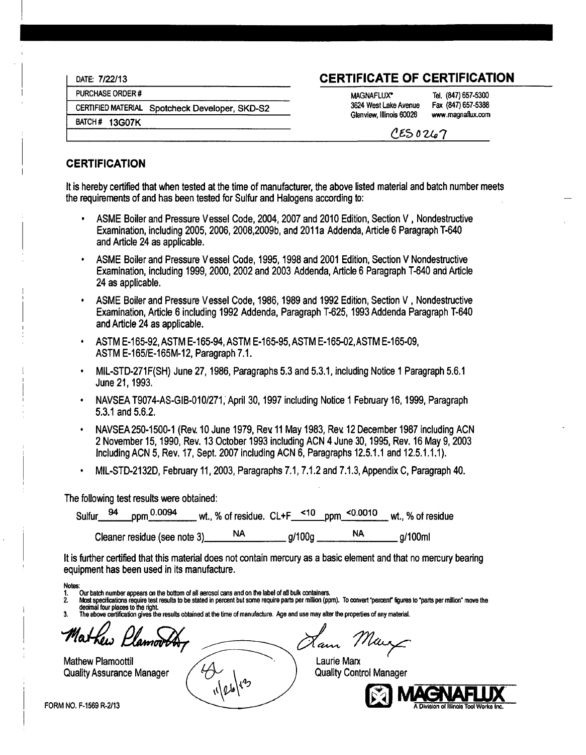| DATE: 7/22/13 |
|---|
| PURCHASE ORDER # |
| CERTIFIED MATERIAL Spotcheck Developer, SKD-S2 |
| BATCH # 13G07K |

# CERTIFICATE OF CERTIFICATION

MAGNAFLUX®
3624 West Lake Avenue
Glenview, Illinois 60026

Tel. (847) 657-5300
Fax (847) 657-5388
www.magnaflux.com

CES 0267

## CERTIFICATION

It is hereby certified that when tested at the time of manufacturer, the above listed material and batch number meets the requirements of and has been tested for Sulfur and Halogens according to:

- ASME Boiler and Pressure Vessel Code, 2004, 2007 and 2010 Edition, Section V , Nondestructive Examination, including 2005, 2006, 2008,2009b, and 2011a Addenda, Article 6 Paragraph T-640 and Article 24 as applicable.
- ASME Boiler and Pressure Vessel Code, 1995, 1998 and 2001 Edition, Section V Nondestructive Examination, including 1999, 2000, 2002 and 2003 Addenda, Article 6 Paragraph T-640 and Article 24 as applicable.
- ASME Boiler and Pressure Vessel Code, 1986, 1989 and 1992 Edition, Section V , Nondestructive Examination, Article 6 including 1992 Addenda, Paragraph T-625, 1993 Addenda Paragraph T-640 and Article 24 as applicable.
- ASTM E-165-92, ASTM E-165-94, ASTM E-165-95, ASTM E-165-02, ASTM E-165-09, ASTM E-165/E-165M-12, Paragraph 7.1.
- MIL-STD-271F(SH) June 27, 1986, Paragraphs 5.3 and 5.3.1, including Notice 1 Paragraph 5.6.1 June 21, 1993.
- NAVSEA T9074-AS-GIB-010/271, April 30, 1997 including Notice 1 February 16, 1999, Paragraph 5.3.1 and 5.6.2.
- NAVSEA 250-1500-1 (Rev. 10 June 1979, Rev. 11 May 1983, Rev. 12 December 1987 including ACN 2 November 15, 1990, Rev. 13 October 1993 including ACN 4 June 30, 1995, Rev. 16 May 9, 2003 Including ACN 5, Rev. 17, Sept. 2007 including ACN 6, Paragraphs 12.5.1.1 and 12.5.1.1.1).
- MIL-STD-2132D, February 11, 2003, Paragraphs 7.1, 7.1.2 and 7.1.3, Appendix C, Paragraph 40.

The following test results were obtained:

Sulfur 94 ppm 0.0094 wt., % of residue. CL+F <10 ppm <0.0010 wt., % of residue

Cleaner residue (see note 3) NA g/100g NA g/100ml

It is further certified that this material does not contain mercury as a basic element and that no mercury bearing equipment has been used in its manufacture.

Notes:
1. Our batch number appears on the bottom of all aerosol cans and on the label of all bulk containers.
2. Most specifications require test results to be stated in percent but some require parts per million (ppm). To convert "percent" figures to "parts per million" move the decimal four places to the right.
3. The above certification gives the results obtained at the time of manufacture. Age and use may alter the properties of any material.

Mathew Plamoottil
Quality Assurance Manager

11/26/13

Laurie Marx
Quality Control Manager

MAGNAFLUX
A Division of Illinois Tool Works Inc.

FORM NO. F-1569 R-2/13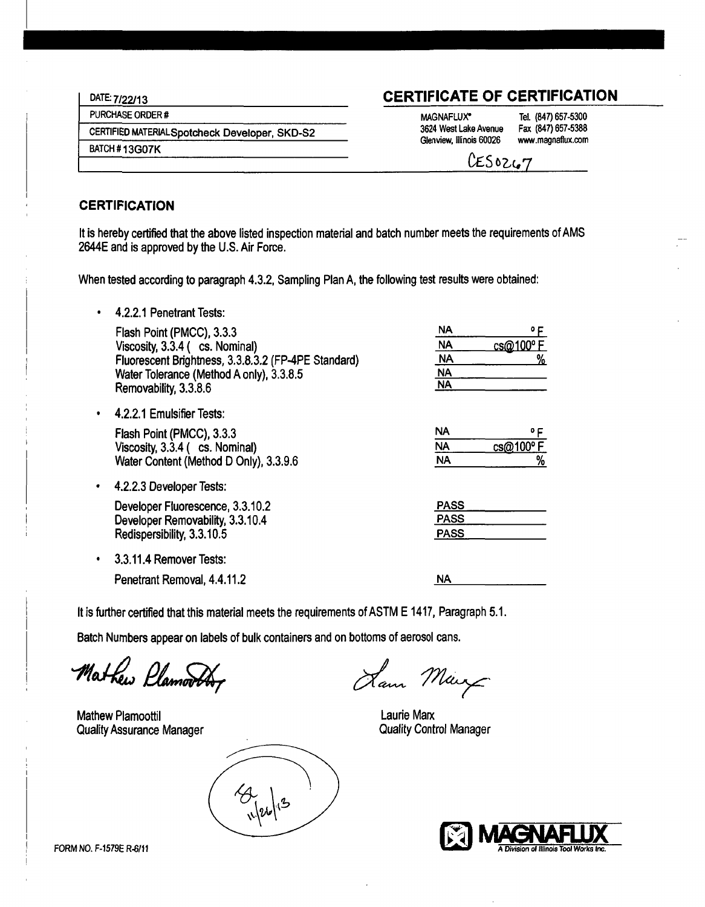| DATE: 7/22/13 |
|---|
| PURCHASE ORDER # |
| CERTIFIED MATERIAL Spotcheck Developer, SKD-S2 |
| BATCH # 13G07K |

# CERTIFICATE OF CERTIFICATION

MAGNAFLUX®
3624 West Lake Avenue
Glenview, Illinois 60026

Tel. (847) 657-5300
Fax (847) 657-5388
www.magnaflux.com

CES0267

## CERTIFICATION

It is hereby certified that the above listed inspection material and batch number meets the requirements of AMS 2644E and is approved by the U.S. Air Force.

When tested according to paragraph 4.3.2, Sampling Plan A, the following test results were obtained:

- 4.2.2.1 Penetrant Tests:

| | |
|---|---|
| Flash Point (PMCC), 3.3.3 | NA °F |
| Viscosity, 3.3.4 ( cs. Nominal) | NA cs@100° F |
| Fluorescent Brightness, 3.3.8.3.2 (FP-4PE Standard) | NA % |
| Water Tolerance (Method A only), 3.3.8.5 | NA |
| Removability, 3.3.8.6 | NA |

- 4.2.2.1 Emulsifier Tests:

| | |
|---|---|
| Flash Point (PMCC), 3.3.3 | NA °F |
| Viscosity, 3.3.4 ( cs. Nominal) | NA cs@100° F |
| Water Content (Method D Only), 3.3.9.6 | NA % |

- 4.2.2.3 Developer Tests:

| | |
|---|---|
| Developer Fluorescence, 3.3.10.2 | PASS |
| Developer Removability, 3.3.10.4 | PASS |
| Redispersibility, 3.3.10.5 | PASS |

- 3.3.11.4 Remover Tests:

| | |
|---|---|
| Penetrant Removal, 4.4.11.2 | NA |

It is further certified that this material meets the requirements of ASTM E 1417, Paragraph 5.1.

Batch Numbers appear on labels of bulk containers and on bottoms of aerosol cans.

Mathew Plamoottil
Quality Assurance Manager

Laurie Marx
Quality Control Manager

11/26/13

FORM NO. F-1579E R-6/11

MAGNAFLUX
A Division of Illinois Tool Works Inc.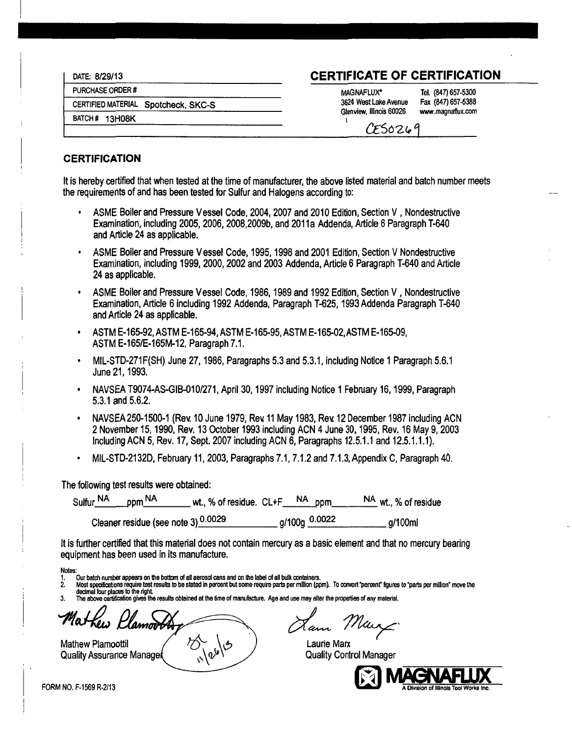| DATE: 8/29/13 |
|---|
| PURCHASE ORDER # |
| CERTIFIED MATERIAL Spotcheck, SKC-S |
| BATCH # 13H08K |

# CERTIFICATE OF CERTIFICATION

MAGNAFLUX®
3624 West Lake Avenue
Glenview, Illinois 60026

Tel. (847) 657-5300
Fax (847) 657-5388
www.magnaflux.com

CES0269

## CERTIFICATION

It is hereby certified that when tested at the time of manufacturer, the above listed material and batch number meets the requirements of and has been tested for Sulfur and Halogens according to:

- ASME Boiler and Pressure Vessel Code, 2004, 2007 and 2010 Edition, Section V , Nondestructive Examination, including 2005, 2006, 2008,2009b, and 2011a Addenda, Article 6 Paragraph T-640 and Article 24 as applicable.
- ASME Boiler and Pressure Vessel Code, 1995, 1998 and 2001 Edition, Section V Nondestructive Examination, including 1999, 2000, 2002 and 2003 Addenda, Article 6 Paragraph T-640 and Article 24 as applicable.
- ASME Boiler and Pressure Vessel Code, 1986, 1989 and 1992 Edition, Section V , Nondestructive Examination, Article 6 including 1992 Addenda, Paragraph T-625, 1993 Addenda Paragraph T-640 and Article 24 as applicable.
- ASTM E-165-92, ASTM E-165-94, ASTM E-165-95, ASTM E-165-02, ASTM E-165-09, ASTM E-165/E-165M-12, Paragraph 7.1.
- MIL-STD-271F(SH) June 27, 1986, Paragraphs 5.3 and 5.3.1, including Notice 1 Paragraph 5.6.1 June 21, 1993.
- NAVSEA T9074-AS-GIB-010/271, April 30, 1997 including Notice 1 February 16, 1999, Paragraph 5.3.1 and 5.6.2.
- NAVSEA 250-1500-1 (Rev. 10 June 1979, Rev. 11 May 1983, Rev. 12 December 1987 including ACN 2 November 15, 1990, Rev. 13 October 1993 including ACN 4 June 30, 1995, Rev. 16 May 9, 2003 Including ACN 5, Rev. 17, Sept. 2007 including ACN 6, Paragraphs 12.5.1.1 and 12.5.1.1.1).
- MIL-STD-2132D, February 11, 2003, Paragraphs 7.1, 7.1.2 and 7.1.3, Appendix C, Paragraph 40.

The following test results were obtained:

Sulfur NA ppm NA wt., % of residue. CL+F NA ppm NA wt., % of residue

Cleaner residue (see note 3) 0.0029 g/100g 0.0022 g/100ml

It is further certified that this material does not contain mercury as a basic element and that no mercury bearing equipment has been used in its manufacture.

Notes:
1. Our batch number appears on the bottom of all aerosol cans and on the label of all bulk containers.
2. Most specifications require test results to be stated in percent but some require parts per million (ppm). To convert "percent" figures to "parts per million" move the decimal four places to the right.
3. The above certification gives the results obtained at the time of manufacture. Age and use may alter the properties of any material.

Mathew Plamoottil
Quality Assurance Manager

11/26/13

Laurie Marx
Quality Control Manager

MAGNAFLUX
A Division of Illinois Tool Works Inc.

FORM NO. F-1569 R-2/13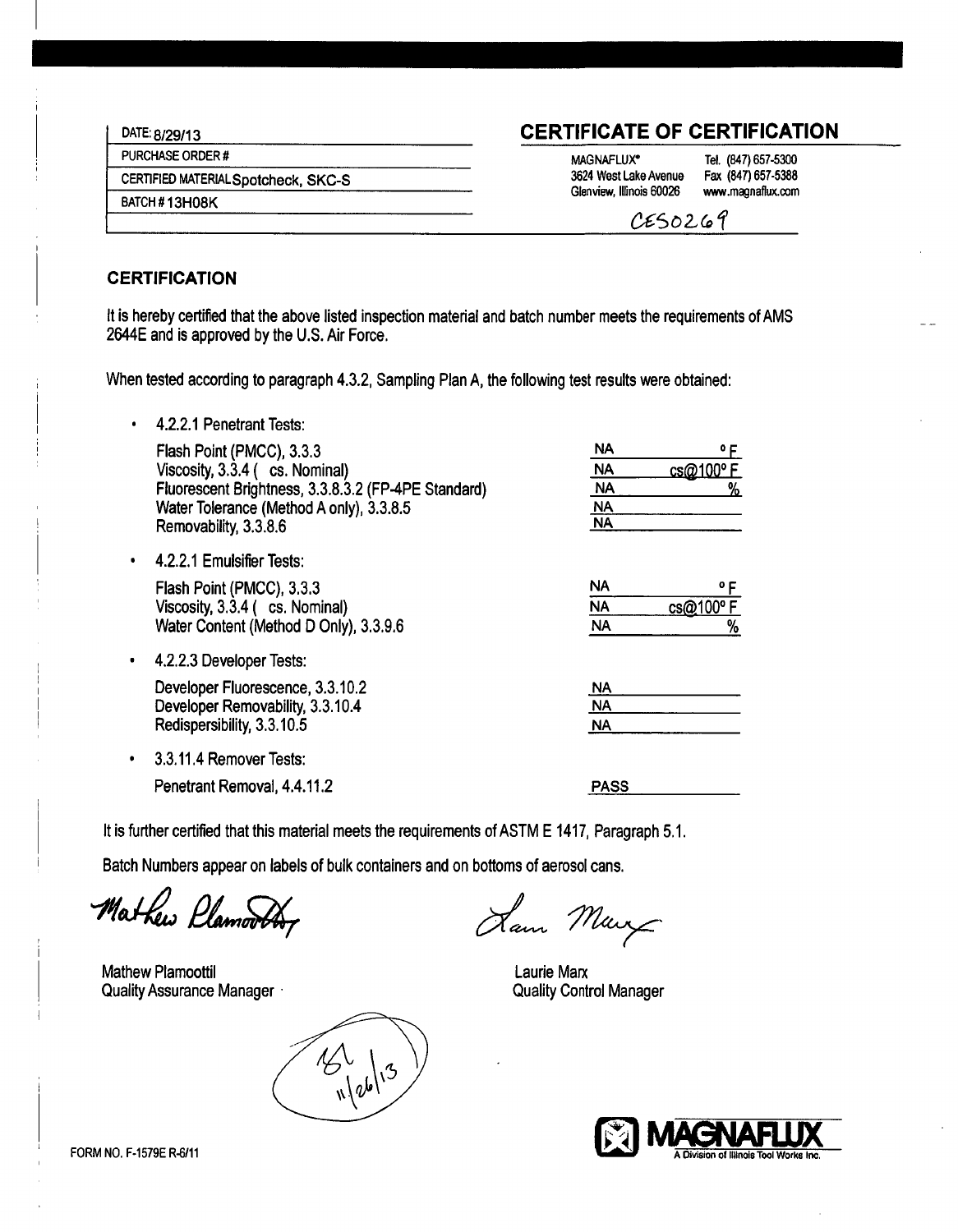| | |
|---|---|
| DATE: 8/29/13 | |
| PURCHASE ORDER # | |
| CERTIFIED MATERIAL Spotcheck, SKC-S | |
| BATCH # 13H08K | |

## CERTIFICATE OF CERTIFICATION

MAGNAFLUX®
3624 West Lake Avenue
Glenview, Illinois 60026

Tel. (847) 657-5300
Fax (847) 657-5388
www.magnaflux.com

CES0269

### CERTIFICATION

It is hereby certified that the above listed inspection material and batch number meets the requirements of AMS 2644E and is approved by the U.S. Air Force.

When tested according to paragraph 4.3.2, Sampling Plan A, the following test results were obtained:

- 4.2.2.1 Penetrant Tests:

| | | |
|---|---|---|
| Flash Point (PMCC), 3.3.3 | NA | °F |
| Viscosity, 3.3.4 ( cs. Nominal) | NA | cs@100° F |
| Fluorescent Brightness, 3.3.8.3.2 (FP-4PE Standard) | NA | % |
| Water Tolerance (Method A only), 3.3.8.5 | NA | |
| Removability, 3.3.8.6 | NA | |

- 4.2.2.1 Emulsifier Tests:

| | | |
|---|---|---|
| Flash Point (PMCC), 3.3.3 | NA | °F |
| Viscosity, 3.3.4 ( cs. Nominal) | NA | cs@100° F |
| Water Content (Method D Only), 3.3.9.6 | NA | % |

- 4.2.2.3 Developer Tests:

| | |
|---|---|
| Developer Fluorescence, 3.3.10.2 | NA |
| Developer Removability, 3.3.10.4 | NA |
| Redispersibility, 3.3.10.5 | NA |

- 3.3.11.4 Remover Tests:

| | |
|---|---|
| Penetrant Removal, 4.4.11.2 | PASS |

It is further certified that this material meets the requirements of ASTM E 1417, Paragraph 5.1.

Batch Numbers appear on labels of bulk containers and on bottoms of aerosol cans.

Mathew Plamoottil
Quality Assurance Manager

Laurie Marx
Quality Control Manager

181 11/26/13

MAGNAFLUX
A Division of Illinois Tool Works Inc.

FORM NO. F-1579E R-6/11